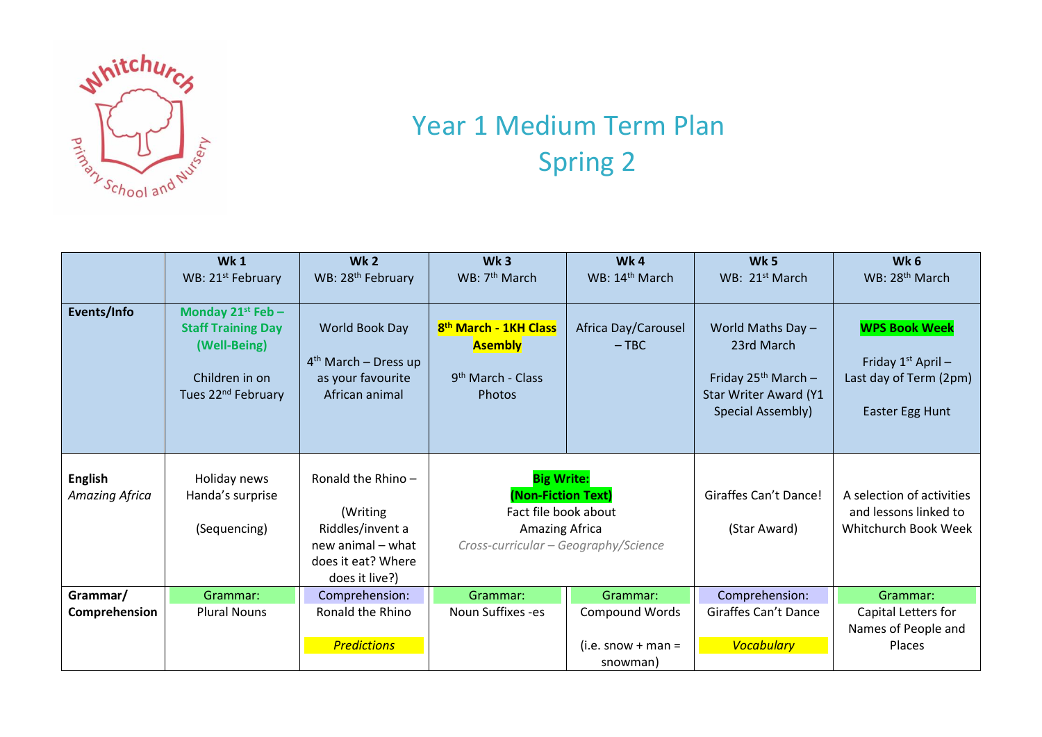# Year 1 Medium Term Plan
## Spring 2

| | Wk 1<br>WB: 21st February | Wk 2<br>WB: 28th February | Wk 3<br>WB: 7th March | Wk 4<br>WB: 14th March | Wk 5<br>WB: 21st March | Wk 6<br>WB: 28th March |
|---|---|---|---|---|---|---|
| **Events/Info** | **Monday 21st Feb – Staff Training Day (Well-Being)**<br><br>Children in on Tues 22nd February | World Book Day<br><br>4th March – Dress up as your favourite African animal | **8th March - 1KH Class Asembly**<br><br>9th March - Class Photos | Africa Day/Carousel – TBC | World Maths Day – 23rd March<br><br>Friday 25th March – Star Writer Award (Y1 Special Assembly) | **WPS Book Week**<br><br>Friday 1st April – Last day of Term (2pm)<br><br>Easter Egg Hunt |
| **English**<br>*Amazing Africa* | Holiday news<br>Handa's surprise<br><br>(Sequencing) | Ronald the Rhino –<br><br>(Writing Riddles/invent a new animal – what does it eat? Where does it live?) | **Big Write: (Non-Fiction Text)**<br>Fact file book about Amazing Africa<br>*Cross-curricular – Geography/Science* | | Giraffes Can't Dance!<br><br>(Star Award) | A selection of activities and lessons linked to Whitchurch Book Week |
| **Grammar/ Comprehension** | Grammar:<br>Plural Nouns | Comprehension:<br>Ronald the Rhino<br><br>*Predictions* | Grammar:<br>Noun Suffixes -es | Grammar:<br>Compound Words<br><br>(i.e. snow + man = snowman) | Comprehension:<br>Giraffes Can't Dance<br><br>*Vocabulary* | Grammar:<br>Capital Letters for Names of People and Places |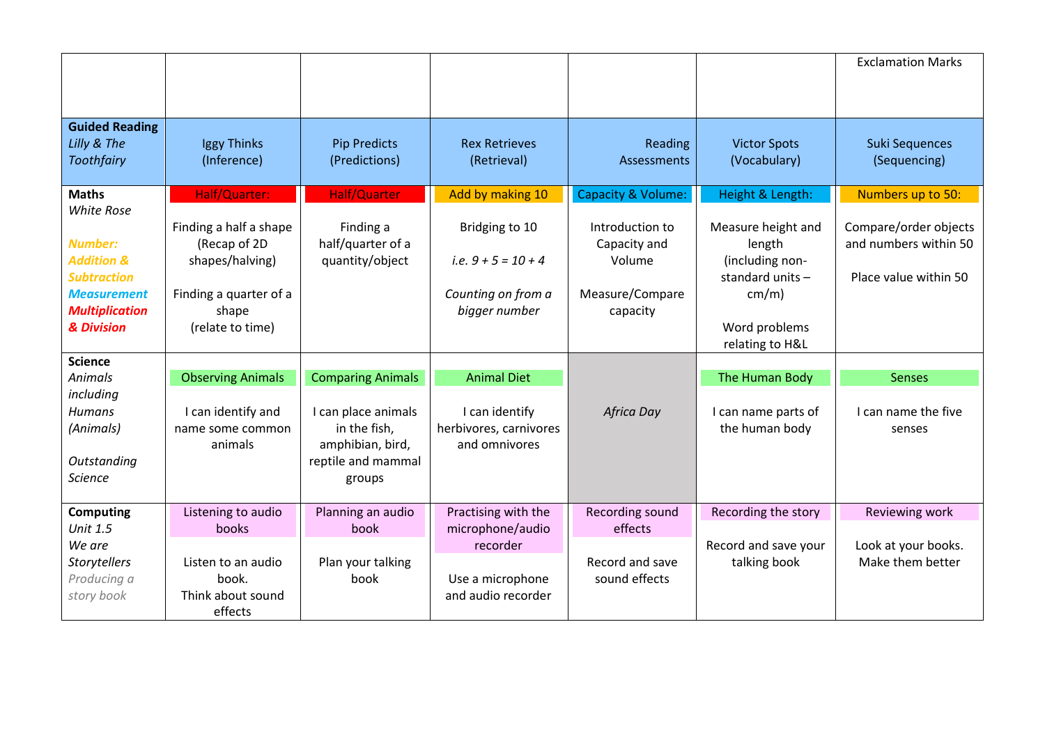| | | | | | | |
|---|---|---|---|---|---|---|
| | | | | | | Exclamation Marks |
| **Guided Reading** *Lilly & The Toothfairy* | Iggy Thinks (Inference) | Pip Predicts (Predictions) | Rex Retrieves (Retrieval) | Reading Assessments | Victor Spots (Vocabulary) | Suki Sequences (Sequencing) |
| **Maths** *White Rose* ***Number: Addition & Subtraction*** ***Measurement*** ***Multiplication & Division*** | Half/Quarter: Finding a half a shape (Recap of 2D shapes/halving) Finding a quarter of a shape (relate to time) | Half/Quarter Finding a half/quarter of a quantity/object | Add by making 10 Bridging to 10 *i.e. 9 + 5 = 10 + 4* *Counting on from a bigger number* | Capacity & Volume: Introduction to Capacity and Volume Measure/Compare capacity | Height & Length: Measure height and length (including non-standard units – cm/m) Word problems relating to H&L | Numbers up to 50: Compare/order objects and numbers within 50 Place value within 50 |
| **Science** *Animals including Humans (Animals)* *Outstanding Science* | Observing Animals I can identify and name some common animals | Comparing Animals I can place animals in the fish, amphibian, bird, reptile and mammal groups | Animal Diet I can identify herbivores, carnivores and omnivores | *Africa Day* | The Human Body I can name parts of the human body | Senses I can name the five senses |
| **Computing** *Unit 1.5 We are Storytellers* *Producing a story book* | Listening to audio books Listen to an audio book. Think about sound effects | Planning an audio book Plan your talking book | Practising with the microphone/audio recorder Use a microphone and audio recorder | Recording sound effects Record and save sound effects | Recording the story Record and save your talking book | Reviewing work Look at your books. Make them better |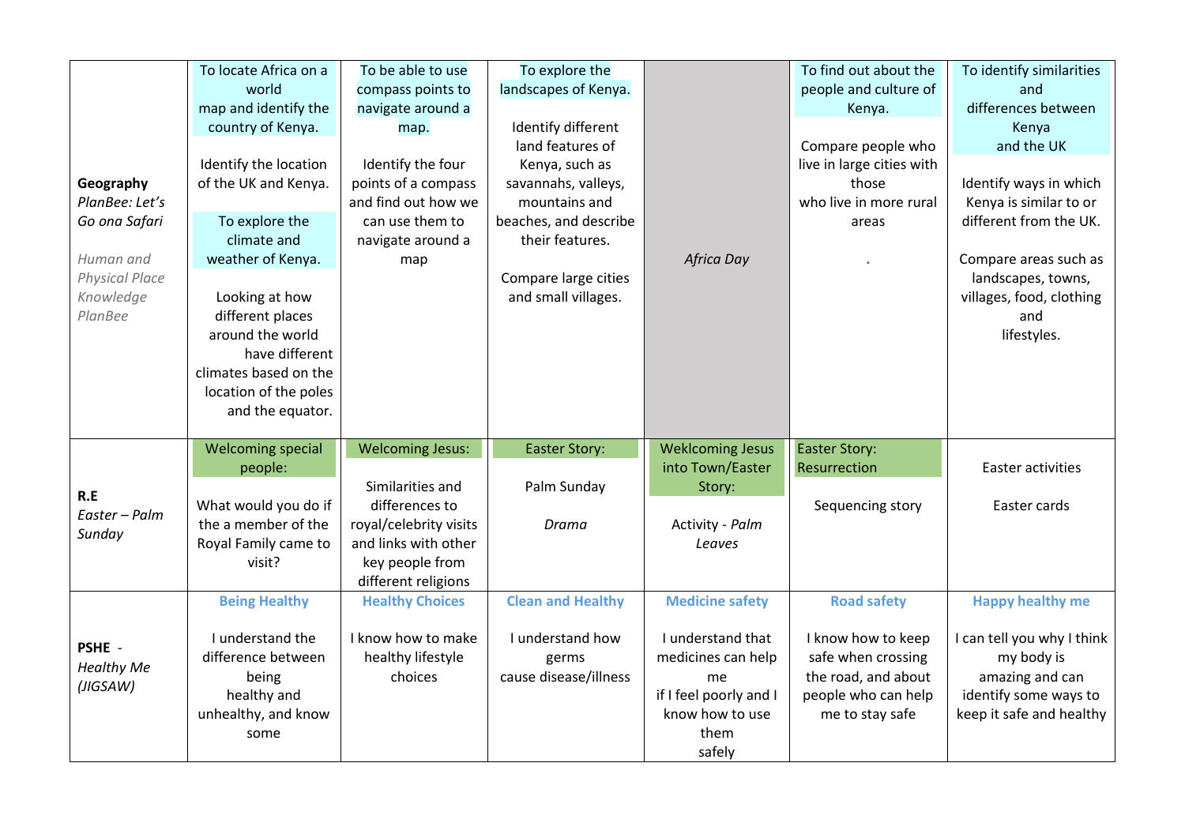| | | | | | | |
|---|---|---|---|---|---|---|
| **Geography** *PlanBee: Let's Go ona Safari* *Human and Physical Place Knowledge PlanBee* | To locate Africa on a world map and identify the country of Kenya. Identify the location of the UK and Kenya. To explore the climate and weather of Kenya. Looking at how different places around the world have different climates based on the location of the poles and the equator. | To be able to use compass points to navigate around a map. Identify the four points of a compass and find out how we can use them to navigate around a map | To explore the landscapes of Kenya. Identify different land features of Kenya, such as savannahs, valleys, mountains and beaches, and describe their features. Compare large cities and small villages. | *Africa Day* | To find out about the people and culture of Kenya. Compare people who live in large cities with those who live in more rural areas . | To identify similarities and differences between Kenya and the UK Identify ways in which Kenya is similar to or different from the UK. Compare areas such as landscapes, towns, villages, food, clothing and lifestyles. |
| **R.E** *Easter – Palm Sunday* | Welcoming special people: What would you do if the a member of the Royal Family came to visit? | Welcoming Jesus: Similarities and differences to royal/celebrity visits and links with other key people from different religions | Easter Story: Palm Sunday *Drama* | Weklcoming Jesus into Town/Easter Story: Activity - *Palm Leaves* | Easter Story: Resurrection Sequencing story | Easter activities Easter cards |
| **PSHE** - *Healthy Me (JIGSAW)* | **Being Healthy** I understand the difference between being healthy and unhealthy, and know some | **Healthy Choices** I know how to make healthy lifestyle choices | **Clean and Healthy** I understand how germs cause disease/illness | **Medicine safety** I understand that medicines can help me if I feel poorly and I know how to use them safely | **Road safety** I know how to keep safe when crossing the road, and about people who can help me to stay safe | **Happy healthy me** I can tell you why I think my body is amazing and can identify some ways to keep it safe and healthy |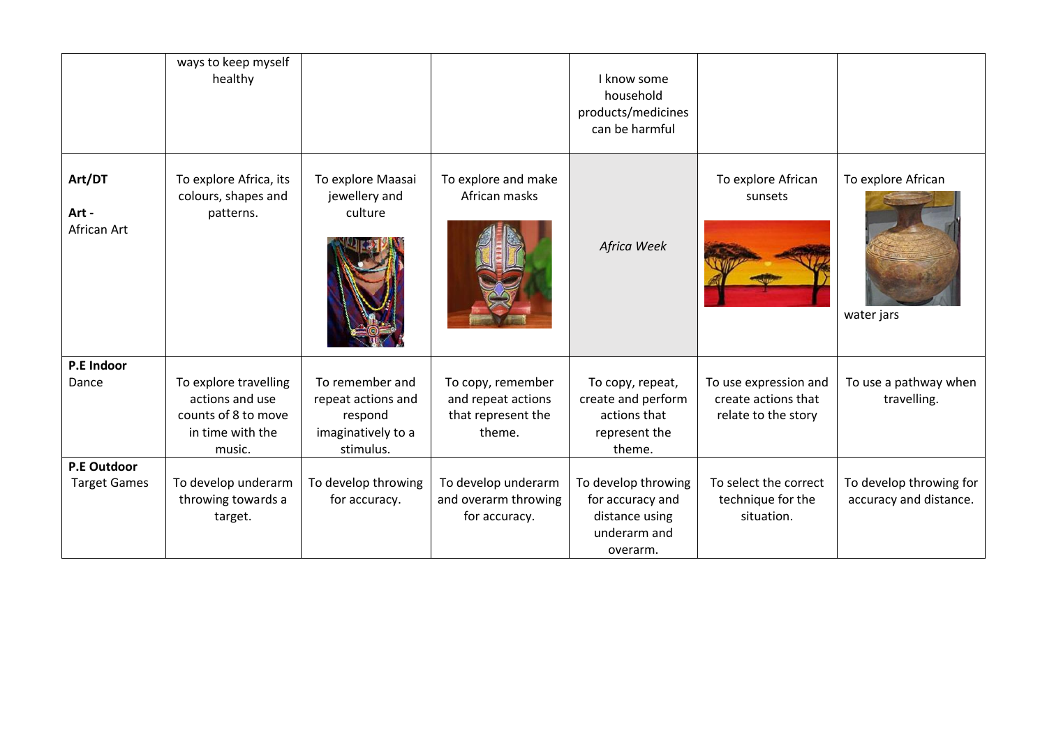| | | | | | | |
|---|---|---|---|---|---|---|
| | ways to keep myself healthy | | | I know some household products/medicines can be harmful | | |
| **Art/DT**<br>**Art -** African Art | To explore Africa, its colours, shapes and patterns. | To explore Maasai jewellery and culture | To explore and make African masks | *Africa Week* | To explore African sunsets | To explore African water jars |
| **P.E Indoor** Dance | To explore travelling actions and use counts of 8 to move in time with the music. | To remember and repeat actions and respond imaginatively to a stimulus. | To copy, remember and repeat actions that represent the theme. | To copy, repeat, create and perform actions that represent the theme. | To use expression and create actions that relate to the story | To use a pathway when travelling. |
| **P.E Outdoor** Target Games | To develop underarm throwing towards a target. | To develop throwing for accuracy. | To develop underarm and overarm throwing for accuracy. | To develop throwing for accuracy and distance using underarm and overarm. | To select the correct technique for the situation. | To develop throwing for accuracy and distance. |